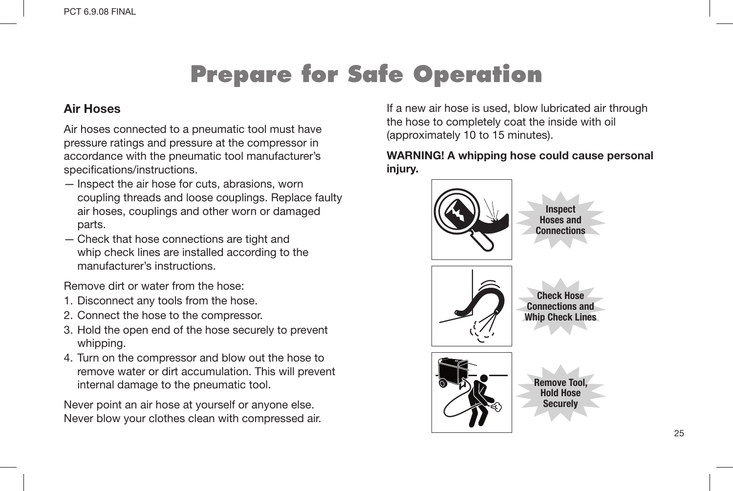# Prepare for Safe Operation

## Air Hoses

Air hoses connected to a pneumatic tool must have pressure ratings and pressure at the compressor in accordance with the pneumatic tool manufacturer's specifications/instructions.

- Inspect the air hose for cuts, abrasions, worn coupling threads and loose couplings. Replace faulty air hoses, couplings and other worn or damaged parts.
- Check that hose connections are tight and whip check lines are installed according to the manufacturer's instructions.

Remove dirt or water from the hose:

1. Disconnect any tools from the hose.
2. Connect the hose to the compressor.
3. Hold the open end of the hose securely to prevent whipping.
4. Turn on the compressor and blow out the hose to remove water or dirt accumulation. This will prevent internal damage to the pneumatic tool.

Never point an air hose at yourself or anyone else. Never blow your clothes clean with compressed air.

If a new air hose is used, blow lubricated air through the hose to completely coat the inside with oil (approximately 10 to 15 minutes).

**WARNING! A whipping hose could cause personal injury.**

Inspect Hoses and Connections

Check Hose Connections and Whip Check Lines

Remove Tool, Hold Hose Securely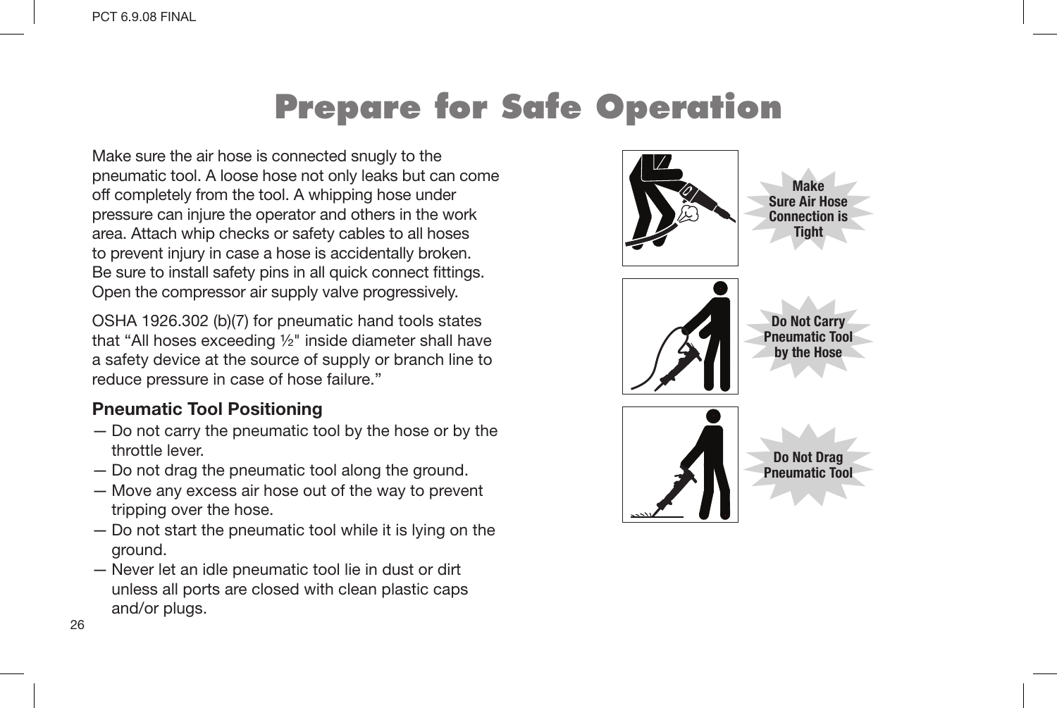# Prepare for Safe Operation

Make sure the air hose is connected snugly to the pneumatic tool. A loose hose not only leaks but can come off completely from the tool. A whipping hose under pressure can injure the operator and others in the work area. Attach whip checks or safety cables to all hoses to prevent injury in case a hose is accidentally broken. Be sure to install safety pins in all quick connect fittings. Open the compressor air supply valve progressively.

OSHA 1926.302 (b)(7) for pneumatic hand tools states that “All hoses exceeding ½" inside diameter shall have a safety device at the source of supply or branch line to reduce pressure in case of hose failure.”

### Pneumatic Tool Positioning

- Do not carry the pneumatic tool by the hose or by the throttle lever.
- Do not drag the pneumatic tool along the ground.
- Move any excess air hose out of the way to prevent tripping over the hose.
- Do not start the pneumatic tool while it is lying on the ground.
- Never let an idle pneumatic tool lie in dust or dirt unless all ports are closed with clean plastic caps and/or plugs.

Make Sure Air Hose Connection is Tight

Do Not Carry Pneumatic Tool by the Hose

Do Not Drag Pneumatic Tool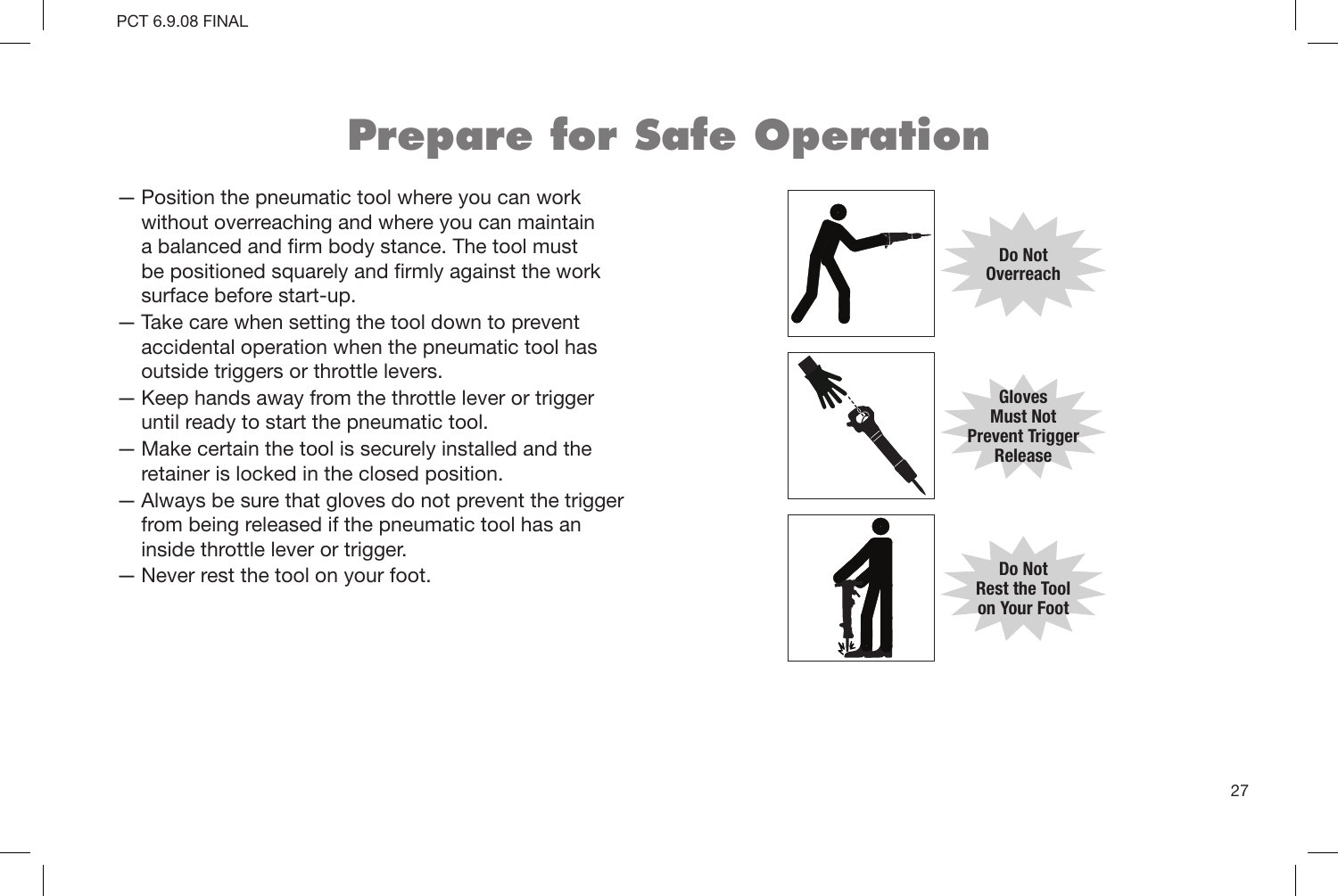# Prepare for Safe Operation

— Position the pneumatic tool where you can work without overreaching and where you can maintain a balanced and firm body stance. The tool must be positioned squarely and firmly against the work surface before start-up.

— Take care when setting the tool down to prevent accidental operation when the pneumatic tool has outside triggers or throttle levers.

— Keep hands away from the throttle lever or trigger until ready to start the pneumatic tool.

— Make certain the tool is securely installed and the retainer is locked in the closed position.

— Always be sure that gloves do not prevent the trigger from being released if the pneumatic tool has an inside throttle lever or trigger.

— Never rest the tool on your foot.

**Do Not Overreach**

**Gloves Must Not Prevent Trigger Release**

**Do Not Rest the Tool on Your Foot**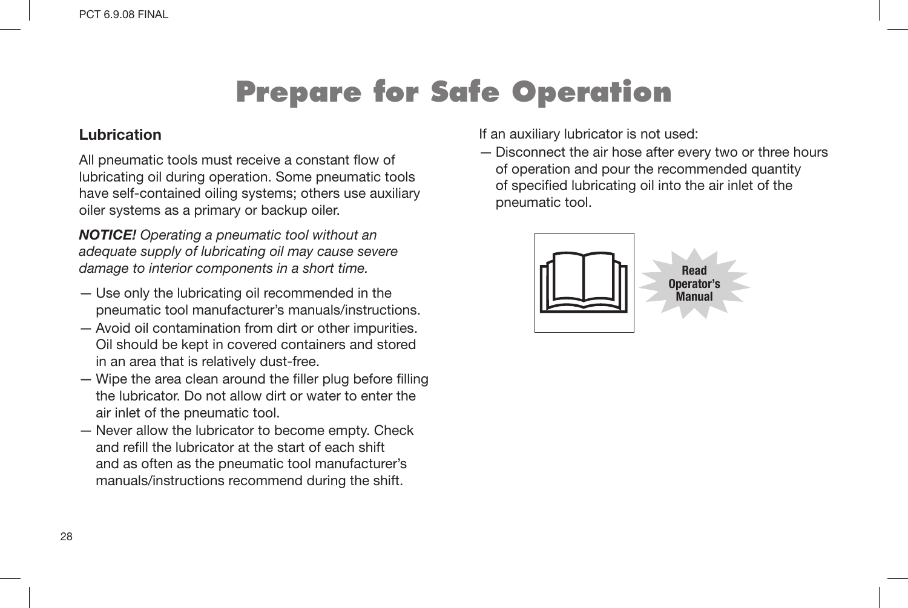# Prepare for Safe Operation

## Lubrication

All pneumatic tools must receive a constant flow of lubricating oil during operation. Some pneumatic tools have self-contained oiling systems; others use auxiliary oiler systems as a primary or backup oiler.

***NOTICE!*** *Operating a pneumatic tool without an adequate supply of lubricating oil may cause severe damage to interior components in a short time.*

- Use only the lubricating oil recommended in the pneumatic tool manufacturer's manuals/instructions.
- Avoid oil contamination from dirt or other impurities. Oil should be kept in covered containers and stored in an area that is relatively dust-free.
- Wipe the area clean around the filler plug before filling the lubricator. Do not allow dirt or water to enter the air inlet of the pneumatic tool.
- Never allow the lubricator to become empty. Check and refill the lubricator at the start of each shift and as often as the pneumatic tool manufacturer's manuals/instructions recommend during the shift.

If an auxiliary lubricator is not used:

- Disconnect the air hose after every two or three hours of operation and pour the recommended quantity of specified lubricating oil into the air inlet of the pneumatic tool.

Read Operator's Manual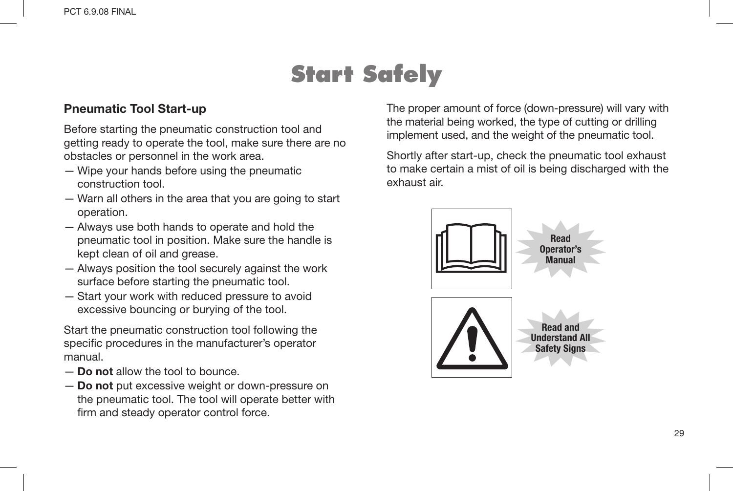# Start Safely

## Pneumatic Tool Start-up

Before starting the pneumatic construction tool and getting ready to operate the tool, make sure there are no obstacles or personnel in the work area.

- Wipe your hands before using the pneumatic construction tool.
- Warn all others in the area that you are going to start operation.
- Always use both hands to operate and hold the pneumatic tool in position. Make sure the handle is kept clean of oil and grease.
- Always position the tool securely against the work surface before starting the pneumatic tool.
- Start your work with reduced pressure to avoid excessive bouncing or burying of the tool.

Start the pneumatic construction tool following the specific procedures in the manufacturer's operator manual.

- **Do not** allow the tool to bounce.
- **Do not** put excessive weight or down-pressure on the pneumatic tool. The tool will operate better with firm and steady operator control force.

The proper amount of force (down-pressure) will vary with the material being worked, the type of cutting or drilling implement used, and the weight of the pneumatic tool.

Shortly after start-up, check the pneumatic tool exhaust to make certain a mist of oil is being discharged with the exhaust air.

Read Operator's Manual

Read and Understand All Safety Signs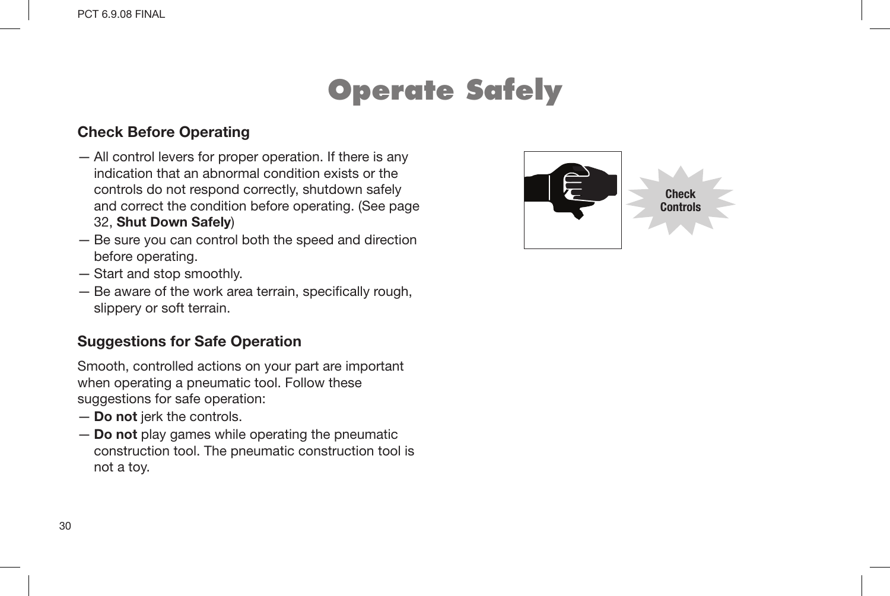# Operate Safely

## Check Before Operating

— All control levers for proper operation. If there is any indication that an abnormal condition exists or the controls do not respond correctly, shutdown safely and correct the condition before operating. (See page 32, **Shut Down Safely**)

— Be sure you can control both the speed and direction before operating.

— Start and stop smoothly.

— Be aware of the work area terrain, specifically rough, slippery or soft terrain.

Check Controls

## Suggestions for Safe Operation

Smooth, controlled actions on your part are important when operating a pneumatic tool. Follow these suggestions for safe operation:

— **Do not** jerk the controls.

— **Do not** play games while operating the pneumatic construction tool. The pneumatic construction tool is not a toy.